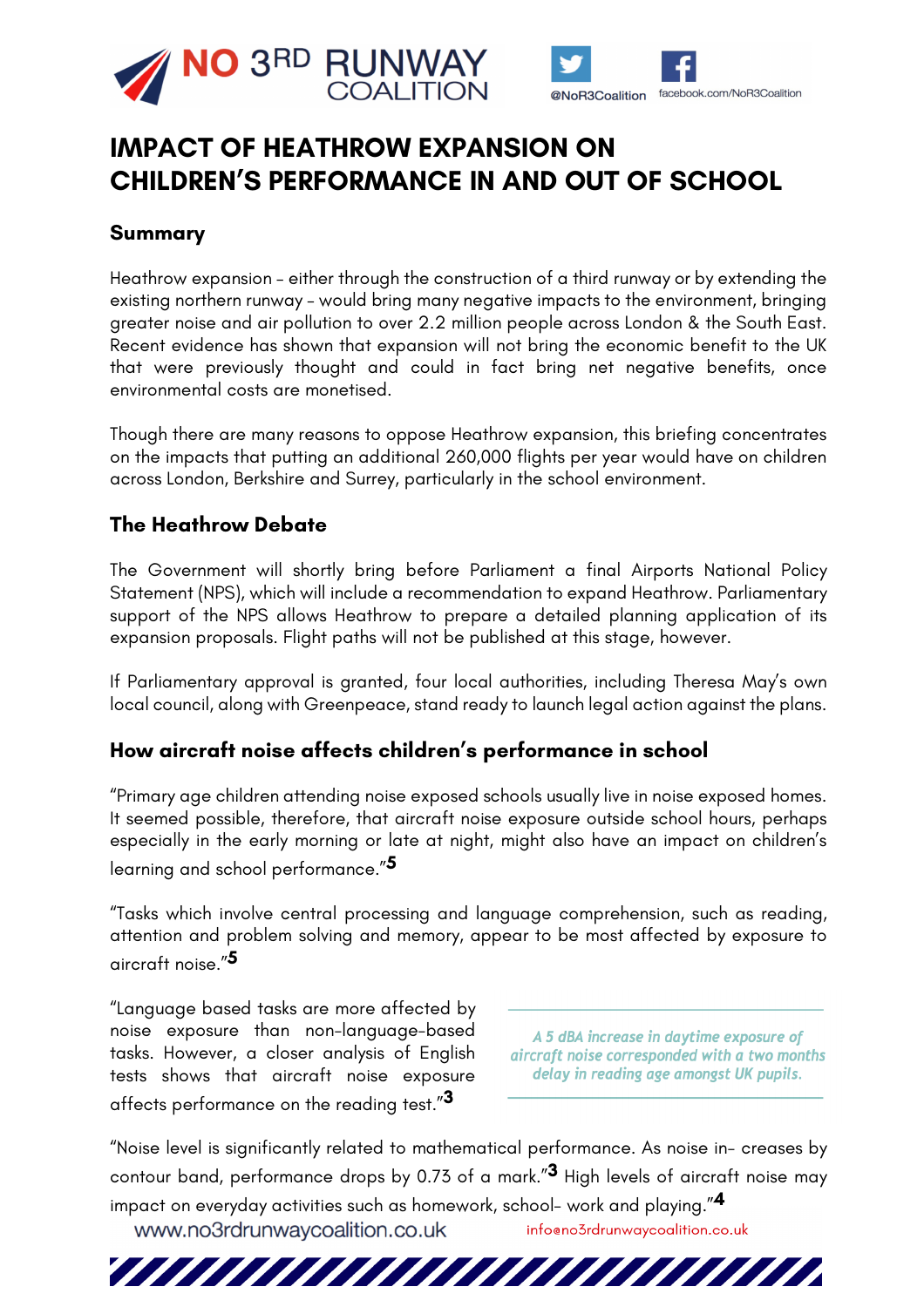NO 3RD RUNWAY COALITION

@NoR3Coalition facebook.com/NoR3Coalition

# IMPACT OF HEATHROW EXPANSION ON CHILDREN'S PERFORMANCE IN AND OUT OF SCHOOL

## Summary

Heathrow expansion – either through the construction of a third runway or by extending the existing northern runway – would bring many negative impacts to the environment, bringing greater noise and air pollution to over 2.2 million people across London & the South East. Recent evidence has shown that expansion will not bring the economic benefit to the UK that were previously thought and could in fact bring net negative benefits, once environmental costs are monetised.

Though there are many reasons to oppose Heathrow expansion, this briefing concentrates on the impacts that putting an additional 260,000 flights per year would have on children across London, Berkshire and Surrey, particularly in the school environment.

## The Heathrow Debate

The Government will shortly bring before Parliament a final Airports National Policy Statement (NPS), which will include a recommendation to expand Heathrow. Parliamentary support of the NPS allows Heathrow to prepare a detailed planning application of its expansion proposals. Flight paths will not be published at this stage, however.

If Parliamentary approval is granted, four local authorities, including Theresa May's own local council, along with Greenpeace, stand ready to launch legal action against the plans.

## How aircraft noise affects children's performance in school

"Primary age children attending noise exposed schools usually live in noise exposed homes. It seemed possible, therefore, that aircraft noise exposure outside school hours, perhaps especially in the early morning or late at night, might also have an impact on children's learning and school performance."[5]

"Tasks which involve central processing and language comprehension, such as reading, attention and problem solving and memory, appear to be most affected by exposure to aircraft noise."[5]

"Language based tasks are more affected by noise exposure than non-language-based tasks. However, a closer analysis of English tests shows that aircraft noise exposure affects performance on the reading test."[3]

*A 5 dBA increase in daytime exposure of aircraft noise corresponded with a two months delay in reading age amongst UK pupils.*

"Noise level is significantly related to mathematical performance. As noise in- creases by contour band, performance drops by 0.73 of a mark."[3] High levels of aircraft noise may impact on everyday activities such as homework, school- work and playing."[4]

www.no3rdrunwaycoalition.co.uk info@no3rdrunwaycoalition.co.uk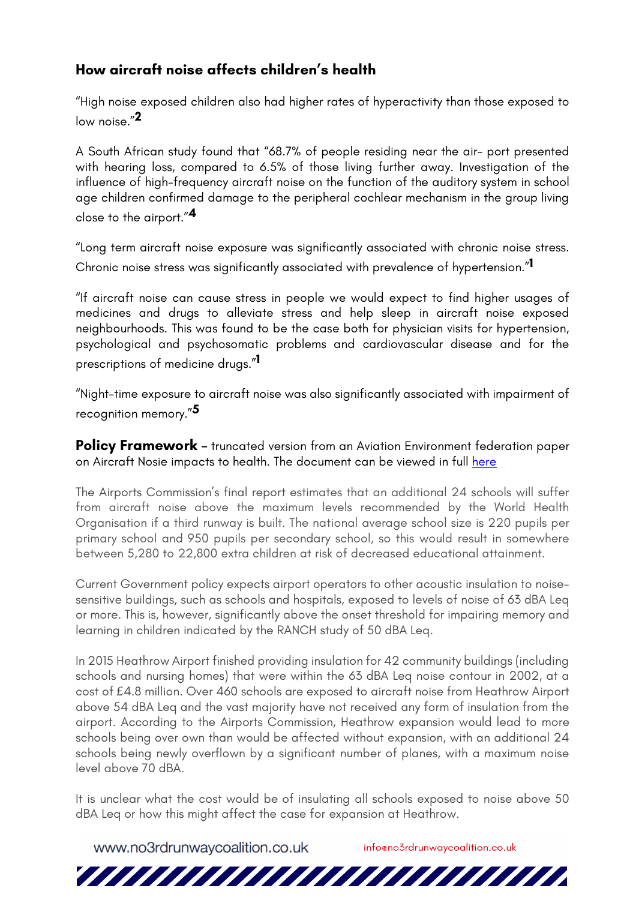### How aircraft noise affects children's health

"High noise exposed children also had higher rates of hyperactivity than those exposed to low noise."[2]

A South African study found that "68.7% of people residing near the air- port presented with hearing loss, compared to 6.5% of those living further away. Investigation of the influence of high-frequency aircraft noise on the function of the auditory system in school age children confirmed damage to the peripheral cochlear mechanism in the group living close to the airport."[4]

"Long term aircraft noise exposure was significantly associated with chronic noise stress. Chronic noise stress was significantly associated with prevalence of hypertension."[1]

"If aircraft noise can cause stress in people we would expect to find higher usages of medicines and drugs to alleviate stress and help sleep in aircraft noise exposed neighbourhoods. This was found to be the case both for physician visits for hypertension, psychological and psychosomatic problems and cardiovascular disease and for the prescriptions of medicine drugs."[1]

"Night-time exposure to aircraft noise was also significantly associated with impairment of recognition memory."[5]

**Policy Framework** – truncated version from an Aviation Environment federation paper on Aircraft Nosie impacts to health. The document can be viewed in full here

The Airports Commission's final report estimates that an additional 24 schools will suffer from aircraft noise above the maximum levels recommended by the World Health Organisation if a third runway is built. The national average school size is 220 pupils per primary school and 950 pupils per secondary school, so this would result in somewhere between 5,280 to 22,800 extra children at risk of decreased educational attainment.

Current Government policy expects airport operators to other acoustic insulation to noise-sensitive buildings, such as schools and hospitals, exposed to levels of noise of 63 dBA Leq or more. This is, however, significantly above the onset threshold for impairing memory and learning in children indicated by the RANCH study of 50 dBA Leq.

In 2015 Heathrow Airport finished providing insulation for 42 community buildings (including schools and nursing homes) that were within the 63 dBA Leq noise contour in 2002, at a cost of £4.8 million. Over 460 schools are exposed to aircraft noise from Heathrow Airport above 54 dBA Leq and the vast majority have not received any form of insulation from the airport. According to the Airports Commission, Heathrow expansion would lead to more schools being over own than would be affected without expansion, with an additional 24 schools being newly overflown by a significant number of planes, with a maximum noise level above 70 dBA.

It is unclear what the cost would be of insulating all schools exposed to noise above 50 dBA Leq or how this might affect the case for expansion at Heathrow.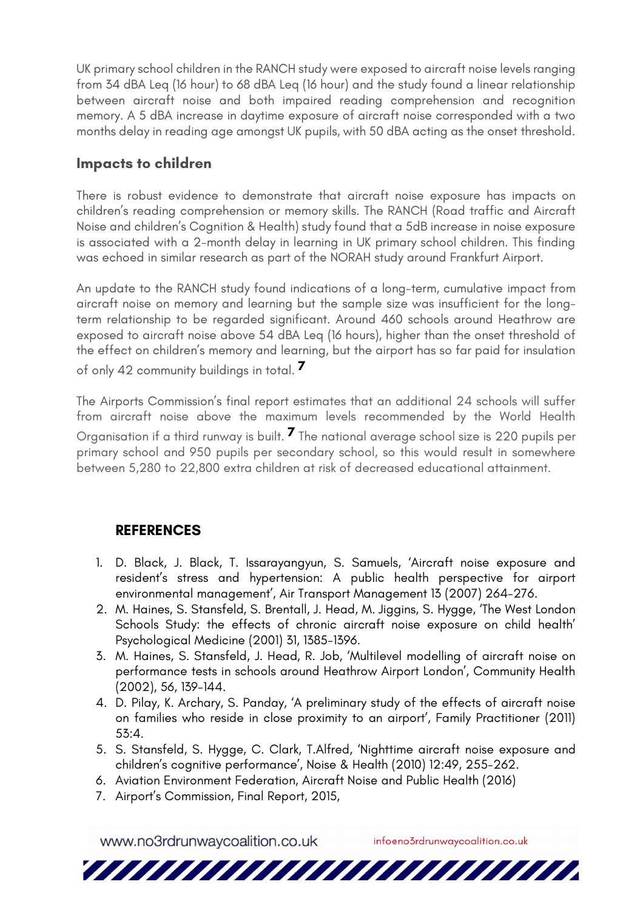UK primary school children in the RANCH study were exposed to aircraft noise levels ranging from 34 dBA Leq (16 hour) to 68 dBA Leq (16 hour) and the study found a linear relationship between aircraft noise and both impaired reading comprehension and recognition memory. A 5 dBA increase in daytime exposure of aircraft noise corresponded with a two months delay in reading age amongst UK pupils, with 50 dBA acting as the onset threshold.

## Impacts to children

There is robust evidence to demonstrate that aircraft noise exposure has impacts on children's reading comprehension or memory skills. The RANCH (Road traffic and Aircraft Noise and children's Cognition & Health) study found that a 5dB increase in noise exposure is associated with a 2-month delay in learning in UK primary school children. This finding was echoed in similar research as part of the NORAH study around Frankfurt Airport.

An update to the RANCH study found indications of a long-term, cumulative impact from aircraft noise on memory and learning but the sample size was insufficient for the long-term relationship to be regarded significant. Around 460 schools around Heathrow are exposed to aircraft noise above 54 dBA Leq (16 hours), higher than the onset threshold of the effect on children's memory and learning, but the airport has so far paid for insulation of only 42 community buildings in total. **7**

The Airports Commission's final report estimates that an additional 24 schools will suffer from aircraft noise above the maximum levels recommended by the World Health Organisation if a third runway is built. **7** The national average school size is 220 pupils per primary school and 950 pupils per secondary school, so this would result in somewhere between 5,280 to 22,800 extra children at risk of decreased educational attainment.

## REFERENCES

1. D. Black, J. Black, T. Issarayangyun, S. Samuels, 'Aircraft noise exposure and resident's stress and hypertension: A public health perspective for airport environmental management', Air Transport Management 13 (2007) 264-276.
2. M. Haines, S. Stansfeld, S. Brentall, J. Head, M. Jiggins, S. Hygge, 'The West London Schools Study: the effects of chronic aircraft noise exposure on child health' Psychological Medicine (2001) 31, 1385-1396.
3. M. Haines, S. Stansfeld, J. Head, R. Job, 'Multilevel modelling of aircraft noise on performance tests in schools around Heathrow Airport London', Community Health (2002), 56, 139-144.
4. D. Pilay, K. Archary, S. Panday, 'A preliminary study of the effects of aircraft noise on families who reside in close proximity to an airport', Family Practitioner (2011) 53:4.
5. S. Stansfeld, S. Hygge, C. Clark, T.Alfred, 'Nighttime aircraft noise exposure and children's cognitive performance', Noise & Health (2010) 12:49, 255-262.
6. Aviation Environment Federation, Aircraft Noise and Public Health (2016)
7. Airport's Commission, Final Report, 2015,